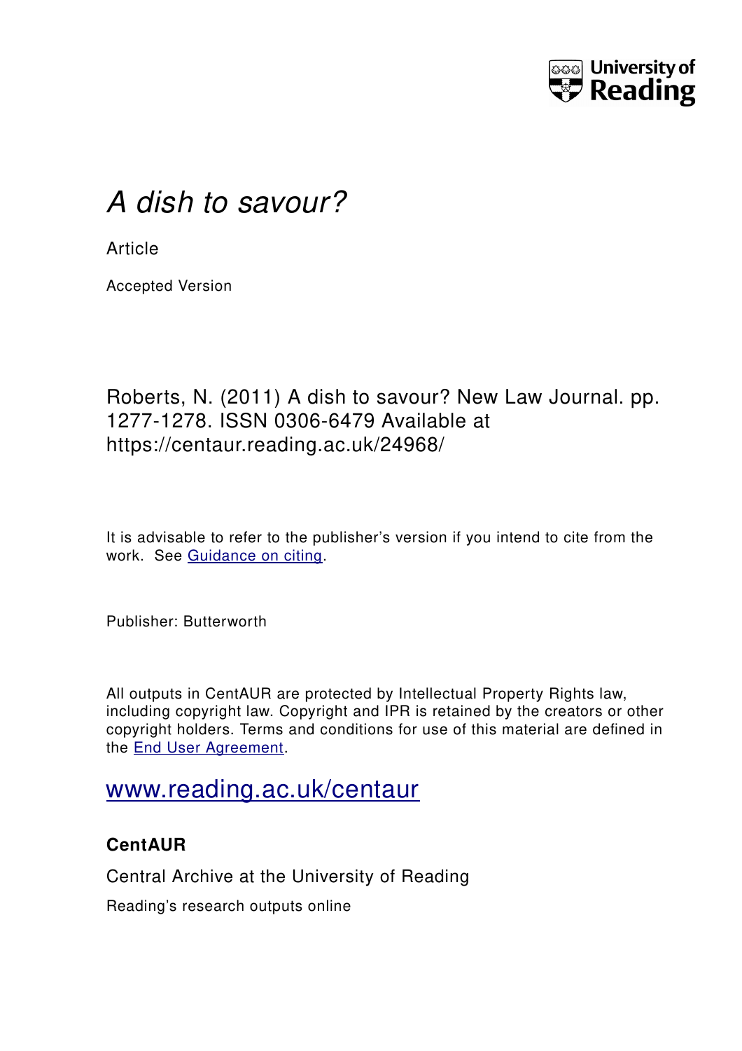University of Reading

# *A dish to savour?*

Article

Accepted Version

Roberts, N. (2011) A dish to savour? New Law Journal. pp. 1277-1278. ISSN 0306-6479 Available at https://centaur.reading.ac.uk/24968/

It is advisable to refer to the publisher's version if you intend to cite from the work. See Guidance on citing.

Publisher: Butterworth

All outputs in CentAUR are protected by Intellectual Property Rights law, including copyright law. Copyright and IPR is retained by the creators or other copyright holders. Terms and conditions for use of this material are defined in the End User Agreement.

www.reading.ac.uk/centaur

**CentAUR**

Central Archive at the University of Reading

Reading's research outputs online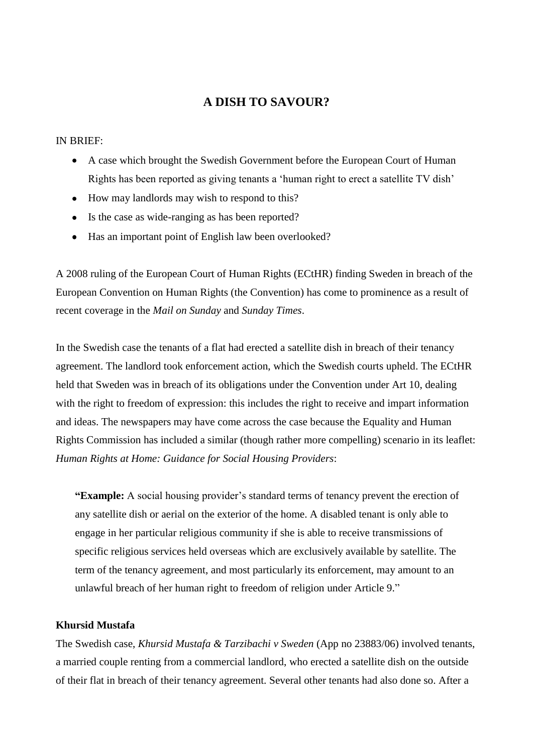## A DISH TO SAVOUR?

IN BRIEF:

- A case which brought the Swedish Government before the European Court of Human Rights has been reported as giving tenants a 'human right to erect a satellite TV dish'
- How may landlords may wish to respond to this?
- Is the case as wide-ranging as has been reported?
- Has an important point of English law been overlooked?

A 2008 ruling of the European Court of Human Rights (ECtHR) finding Sweden in breach of the European Convention on Human Rights (the Convention) has come to prominence as a result of recent coverage in the *Mail on Sunday* and *Sunday Times*.

In the Swedish case the tenants of a flat had erected a satellite dish in breach of their tenancy agreement. The landlord took enforcement action, which the Swedish courts upheld. The ECtHR held that Sweden was in breach of its obligations under the Convention under Art 10, dealing with the right to freedom of expression: this includes the right to receive and impart information and ideas. The newspapers may have come across the case because the Equality and Human Rights Commission has included a similar (though rather more compelling) scenario in its leaflet: *Human Rights at Home: Guidance for Social Housing Providers*:

> **"Example:** A social housing provider's standard terms of tenancy prevent the erection of any satellite dish or aerial on the exterior of the home. A disabled tenant is only able to engage in her particular religious community if she is able to receive transmissions of specific religious services held overseas which are exclusively available by satellite. The term of the tenancy agreement, and most particularly its enforcement, may amount to an unlawful breach of her human right to freedom of religion under Article 9."

**Khursid Mustafa**

The Swedish case, *Khursid Mustafa & Tarzibachi v Sweden* (App no 23883/06) involved tenants, a married couple renting from a commercial landlord, who erected a satellite dish on the outside of their flat in breach of their tenancy agreement. Several other tenants had also done so. After a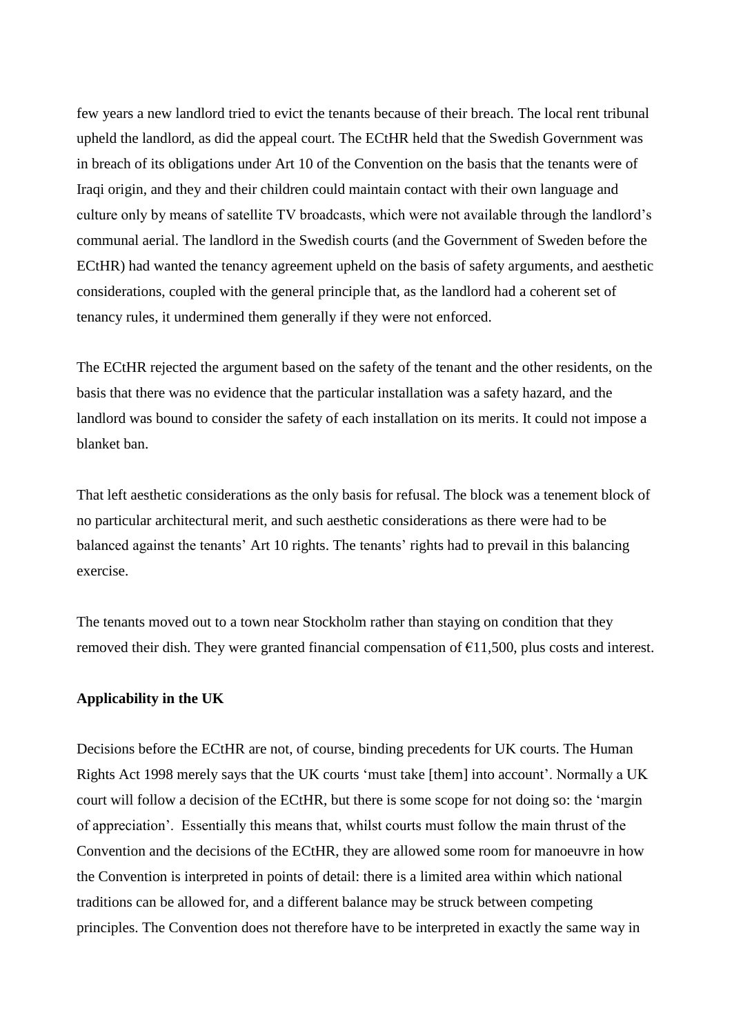few years a new landlord tried to evict the tenants because of their breach. The local rent tribunal upheld the landlord, as did the appeal court. The ECtHR held that the Swedish Government was in breach of its obligations under Art 10 of the Convention on the basis that the tenants were of Iraqi origin, and they and their children could maintain contact with their own language and culture only by means of satellite TV broadcasts, which were not available through the landlord's communal aerial. The landlord in the Swedish courts (and the Government of Sweden before the ECtHR) had wanted the tenancy agreement upheld on the basis of safety arguments, and aesthetic considerations, coupled with the general principle that, as the landlord had a coherent set of tenancy rules, it undermined them generally if they were not enforced.

The ECtHR rejected the argument based on the safety of the tenant and the other residents, on the basis that there was no evidence that the particular installation was a safety hazard, and the landlord was bound to consider the safety of each installation on its merits. It could not impose a blanket ban.

That left aesthetic considerations as the only basis for refusal. The block was a tenement block of no particular architectural merit, and such aesthetic considerations as there were had to be balanced against the tenants' Art 10 rights. The tenants' rights had to prevail in this balancing exercise.

The tenants moved out to a town near Stockholm rather than staying on condition that they removed their dish. They were granted financial compensation of €11,500, plus costs and interest.

**Applicability in the UK**

Decisions before the ECtHR are not, of course, binding precedents for UK courts. The Human Rights Act 1998 merely says that the UK courts 'must take [them] into account'. Normally a UK court will follow a decision of the ECtHR, but there is some scope for not doing so: the 'margin of appreciation'. Essentially this means that, whilst courts must follow the main thrust of the Convention and the decisions of the ECtHR, they are allowed some room for manoeuvre in how the Convention is interpreted in points of detail: there is a limited area within which national traditions can be allowed for, and a different balance may be struck between competing principles. The Convention does not therefore have to be interpreted in exactly the same way in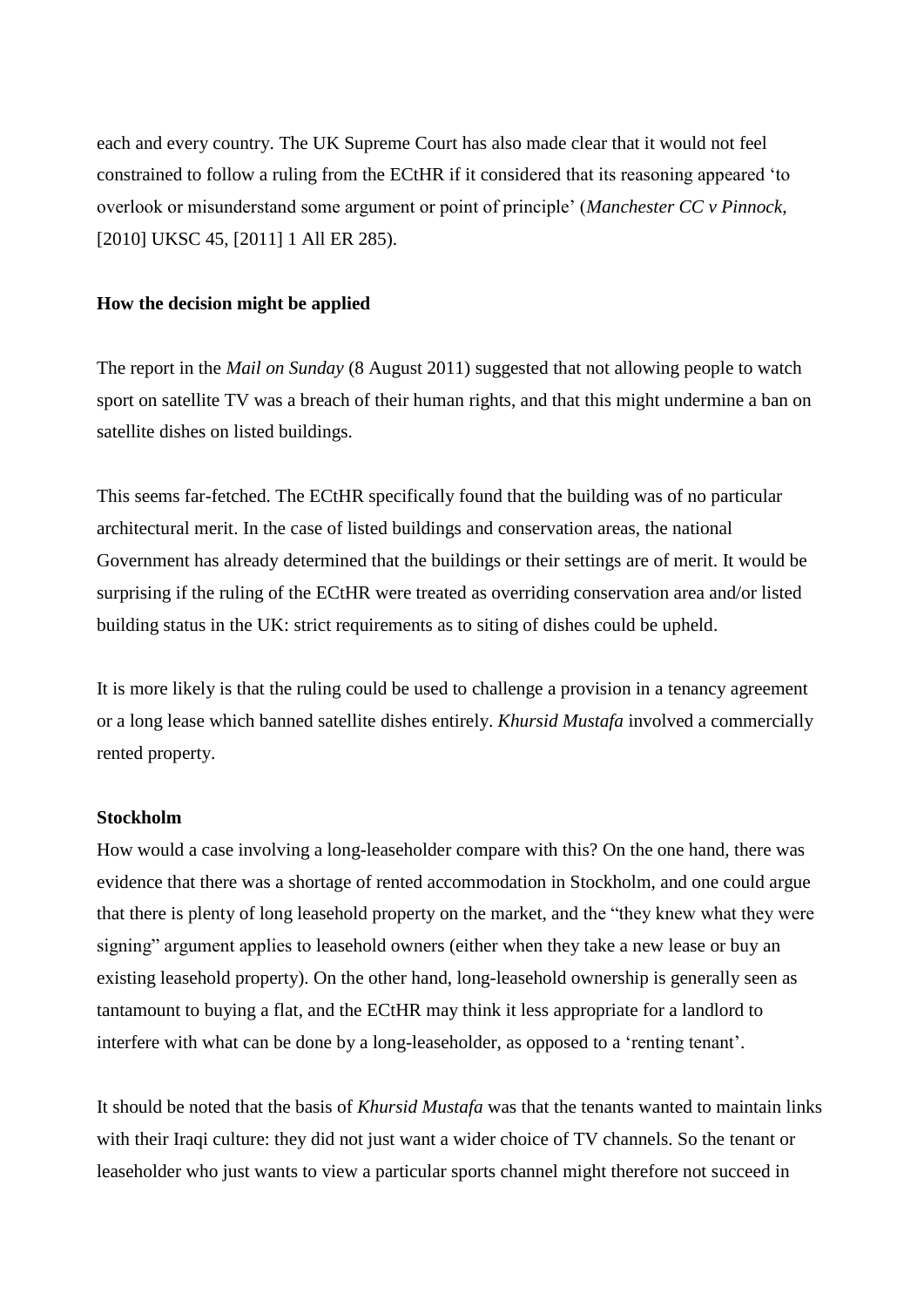each and every country. The UK Supreme Court has also made clear that it would not feel constrained to follow a ruling from the ECtHR if it considered that its reasoning appeared 'to overlook or misunderstand some argument or point of principle' (*Manchester CC v Pinnock*, [2010] UKSC 45, [2011] 1 All ER 285).

**How the decision might be applied**

The report in the *Mail on Sunday* (8 August 2011) suggested that not allowing people to watch sport on satellite TV was a breach of their human rights, and that this might undermine a ban on satellite dishes on listed buildings.

This seems far-fetched. The ECtHR specifically found that the building was of no particular architectural merit. In the case of listed buildings and conservation areas, the national Government has already determined that the buildings or their settings are of merit. It would be surprising if the ruling of the ECtHR were treated as overriding conservation area and/or listed building status in the UK: strict requirements as to siting of dishes could be upheld.

It is more likely is that the ruling could be used to challenge a provision in a tenancy agreement or a long lease which banned satellite dishes entirely. *Khursid Mustafa* involved a commercially rented property.

**Stockholm**

How would a case involving a long-leaseholder compare with this? On the one hand, there was evidence that there was a shortage of rented accommodation in Stockholm, and one could argue that there is plenty of long leasehold property on the market, and the "they knew what they were signing" argument applies to leasehold owners (either when they take a new lease or buy an existing leasehold property). On the other hand, long-leasehold ownership is generally seen as tantamount to buying a flat, and the ECtHR may think it less appropriate for a landlord to interfere with what can be done by a long-leaseholder, as opposed to a 'renting tenant'.

It should be noted that the basis of *Khursid Mustafa* was that the tenants wanted to maintain links with their Iraqi culture: they did not just want a wider choice of TV channels. So the tenant or leaseholder who just wants to view a particular sports channel might therefore not succeed in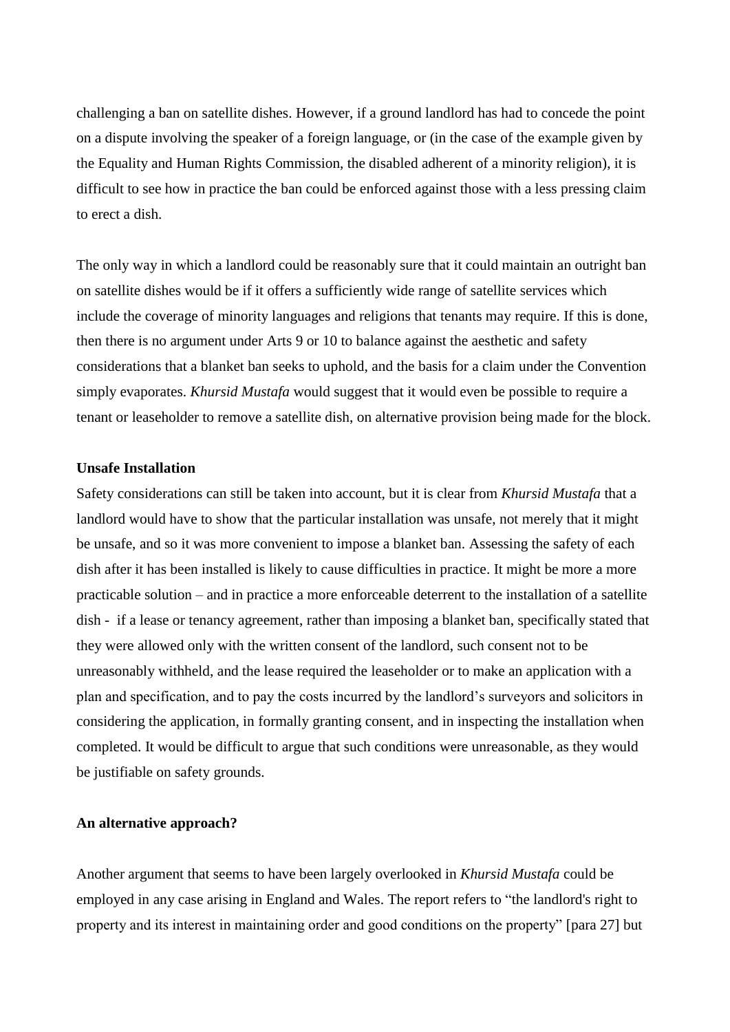challenging a ban on satellite dishes. However, if a ground landlord has had to concede the point on a dispute involving the speaker of a foreign language, or (in the case of the example given by the Equality and Human Rights Commission, the disabled adherent of a minority religion), it is difficult to see how in practice the ban could be enforced against those with a less pressing claim to erect a dish.

The only way in which a landlord could be reasonably sure that it could maintain an outright ban on satellite dishes would be if it offers a sufficiently wide range of satellite services which include the coverage of minority languages and religions that tenants may require. If this is done, then there is no argument under Arts 9 or 10 to balance against the aesthetic and safety considerations that a blanket ban seeks to uphold, and the basis for a claim under the Convention simply evaporates. *Khursid Mustafa* would suggest that it would even be possible to require a tenant or leaseholder to remove a satellite dish, on alternative provision being made for the block.

**Unsafe Installation**

Safety considerations can still be taken into account, but it is clear from *Khursid Mustafa* that a landlord would have to show that the particular installation was unsafe, not merely that it might be unsafe, and so it was more convenient to impose a blanket ban. Assessing the safety of each dish after it has been installed is likely to cause difficulties in practice. It might be more a more practicable solution – and in practice a more enforceable deterrent to the installation of a satellite dish - if a lease or tenancy agreement, rather than imposing a blanket ban, specifically stated that they were allowed only with the written consent of the landlord, such consent not to be unreasonably withheld, and the lease required the leaseholder or to make an application with a plan and specification, and to pay the costs incurred by the landlord's surveyors and solicitors in considering the application, in formally granting consent, and in inspecting the installation when completed. It would be difficult to argue that such conditions were unreasonable, as they would be justifiable on safety grounds.

**An alternative approach?**

Another argument that seems to have been largely overlooked in *Khursid Mustafa* could be employed in any case arising in England and Wales. The report refers to "the landlord's right to property and its interest in maintaining order and good conditions on the property" [para 27] but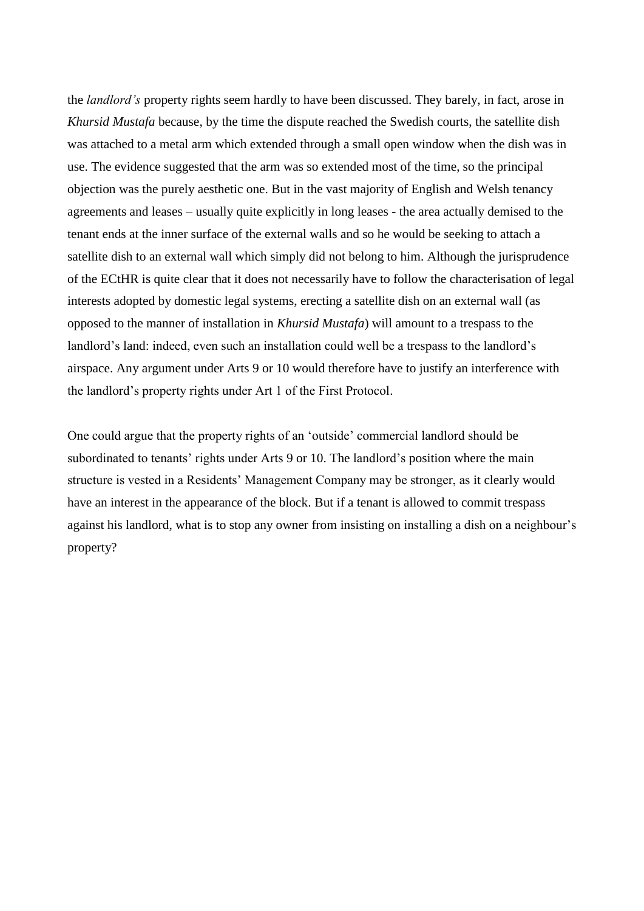the *landlord's* property rights seem hardly to have been discussed. They barely, in fact, arose in *Khursid Mustafa* because, by the time the dispute reached the Swedish courts, the satellite dish was attached to a metal arm which extended through a small open window when the dish was in use. The evidence suggested that the arm was so extended most of the time, so the principal objection was the purely aesthetic one. But in the vast majority of English and Welsh tenancy agreements and leases – usually quite explicitly in long leases - the area actually demised to the tenant ends at the inner surface of the external walls and so he would be seeking to attach a satellite dish to an external wall which simply did not belong to him. Although the jurisprudence of the ECtHR is quite clear that it does not necessarily have to follow the characterisation of legal interests adopted by domestic legal systems, erecting a satellite dish on an external wall (as opposed to the manner of installation in *Khursid Mustafa*) will amount to a trespass to the landlord's land: indeed, even such an installation could well be a trespass to the landlord's airspace. Any argument under Arts 9 or 10 would therefore have to justify an interference with the landlord's property rights under Art 1 of the First Protocol.

One could argue that the property rights of an 'outside' commercial landlord should be subordinated to tenants' rights under Arts 9 or 10. The landlord's position where the main structure is vested in a Residents' Management Company may be stronger, as it clearly would have an interest in the appearance of the block. But if a tenant is allowed to commit trespass against his landlord, what is to stop any owner from insisting on installing a dish on a neighbour's property?